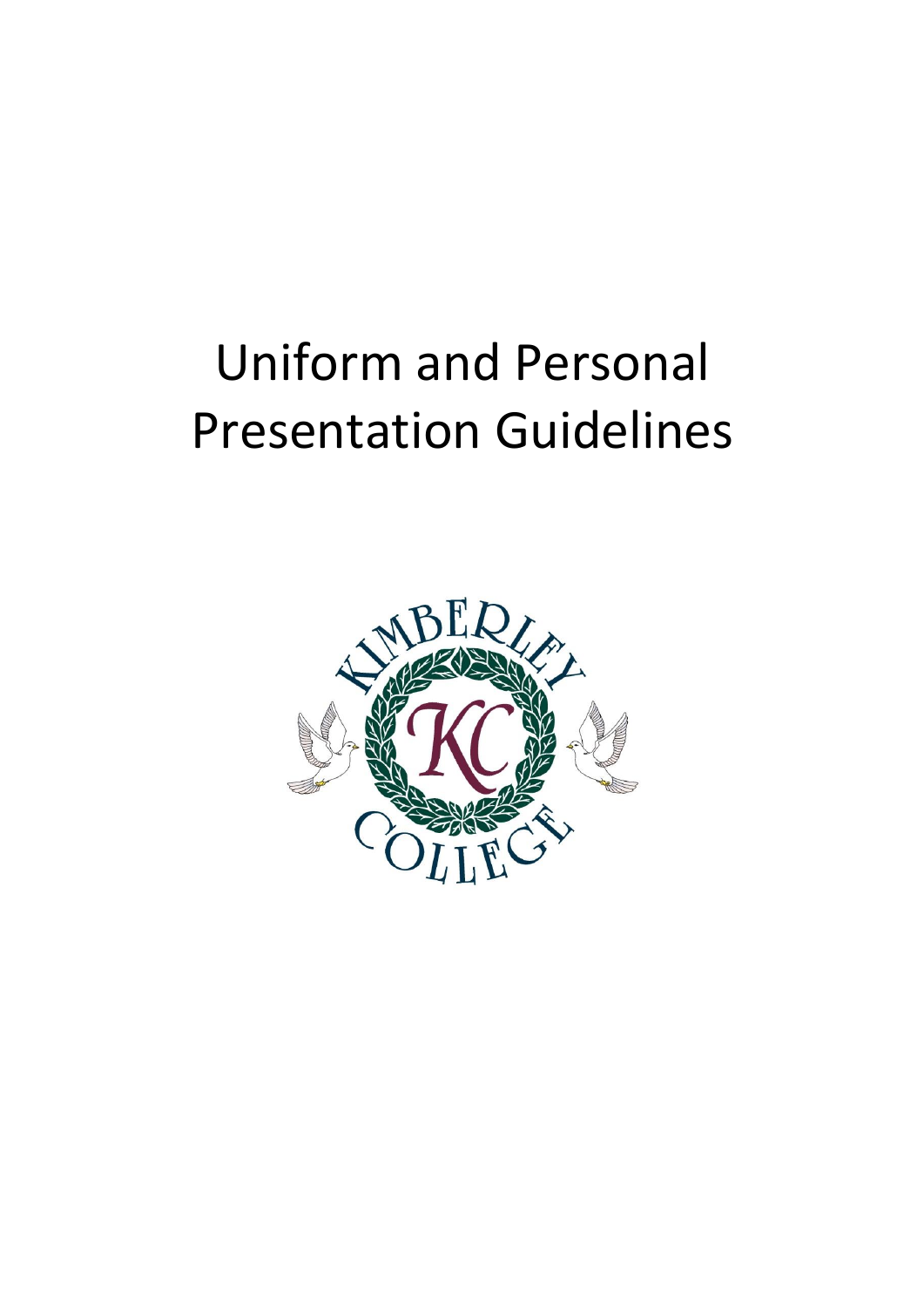# Uniform and Personal Presentation Guidelines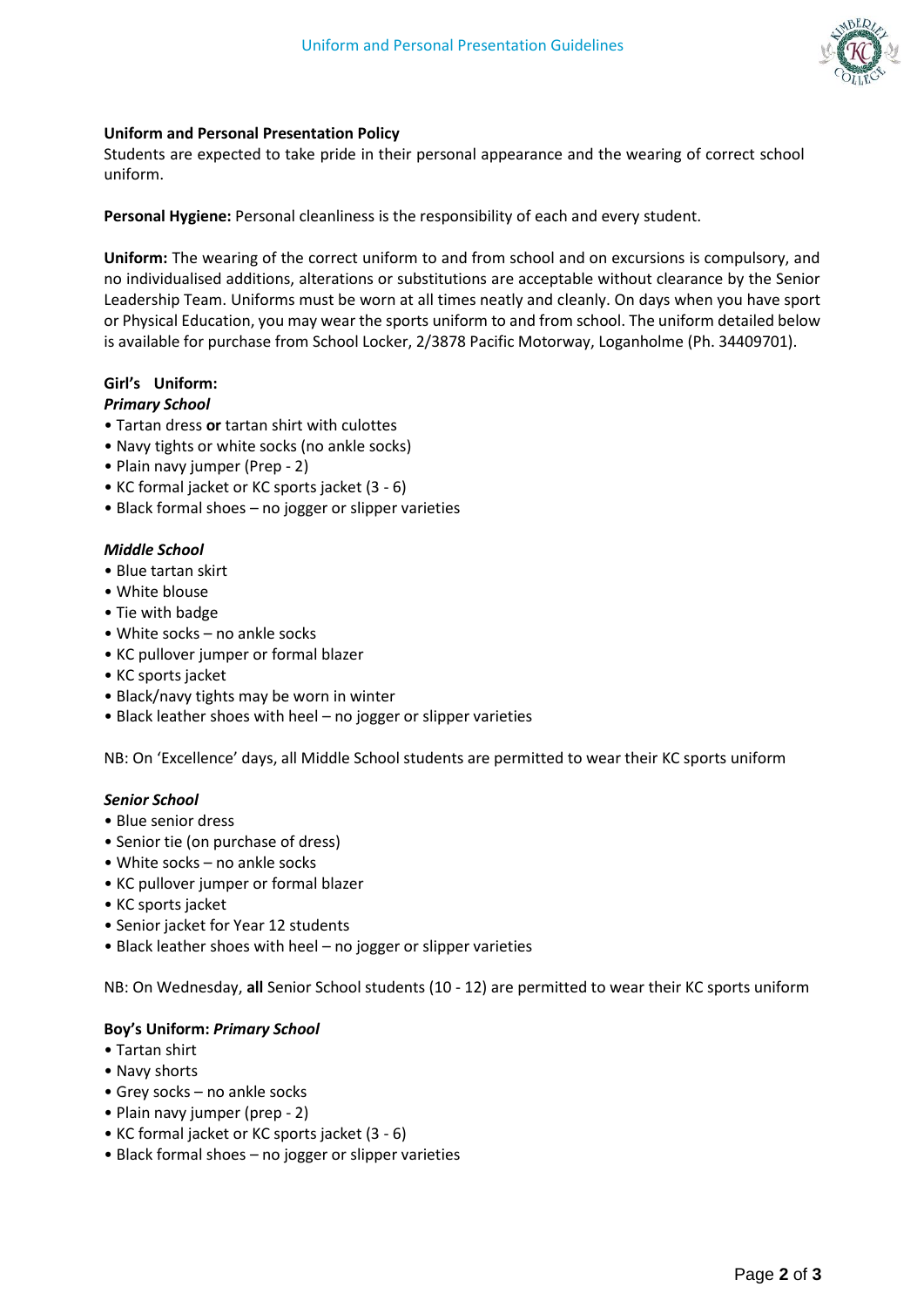**Uniform and Personal Presentation Policy**
Students are expected to take pride in their personal appearance and the wearing of correct school uniform.

**Personal Hygiene:** Personal cleanliness is the responsibility of each and every student.

**Uniform:** The wearing of the correct uniform to and from school and on excursions is compulsory, and no individualised additions, alterations or substitutions are acceptable without clearance by the Senior Leadership Team. Uniforms must be worn at all times neatly and cleanly. On days when you have sport or Physical Education, you may wear the sports uniform to and from school. The uniform detailed below is available for purchase from School Locker, 2/3878 Pacific Motorway, Loganholme (Ph. 34409701).

**Girl's Uniform:**

***Primary School***

- Tartan dress **or** tartan shirt with culottes
- Navy tights or white socks (no ankle socks)
- Plain navy jumper (Prep - 2)
- KC formal jacket or KC sports jacket (3 - 6)
- Black formal shoes – no jogger or slipper varieties

***Middle School***

- Blue tartan skirt
- White blouse
- Tie with badge
- White socks – no ankle socks
- KC pullover jumper or formal blazer
- KC sports jacket
- Black/navy tights may be worn in winter
- Black leather shoes with heel – no jogger or slipper varieties

NB: On 'Excellence' days, all Middle School students are permitted to wear their KC sports uniform

***Senior School***

- Blue senior dress
- Senior tie (on purchase of dress)
- White socks – no ankle socks
- KC pullover jumper or formal blazer
- KC sports jacket
- Senior jacket for Year 12 students
- Black leather shoes with heel – no jogger or slipper varieties

NB: On Wednesday, **all** Senior School students (10 - 12) are permitted to wear their KC sports uniform

**Boy's Uniform: *Primary School***

- Tartan shirt
- Navy shorts
- Grey socks – no ankle socks
- Plain navy jumper (prep - 2)
- KC formal jacket or KC sports jacket (3 - 6)
- Black formal shoes – no jogger or slipper varieties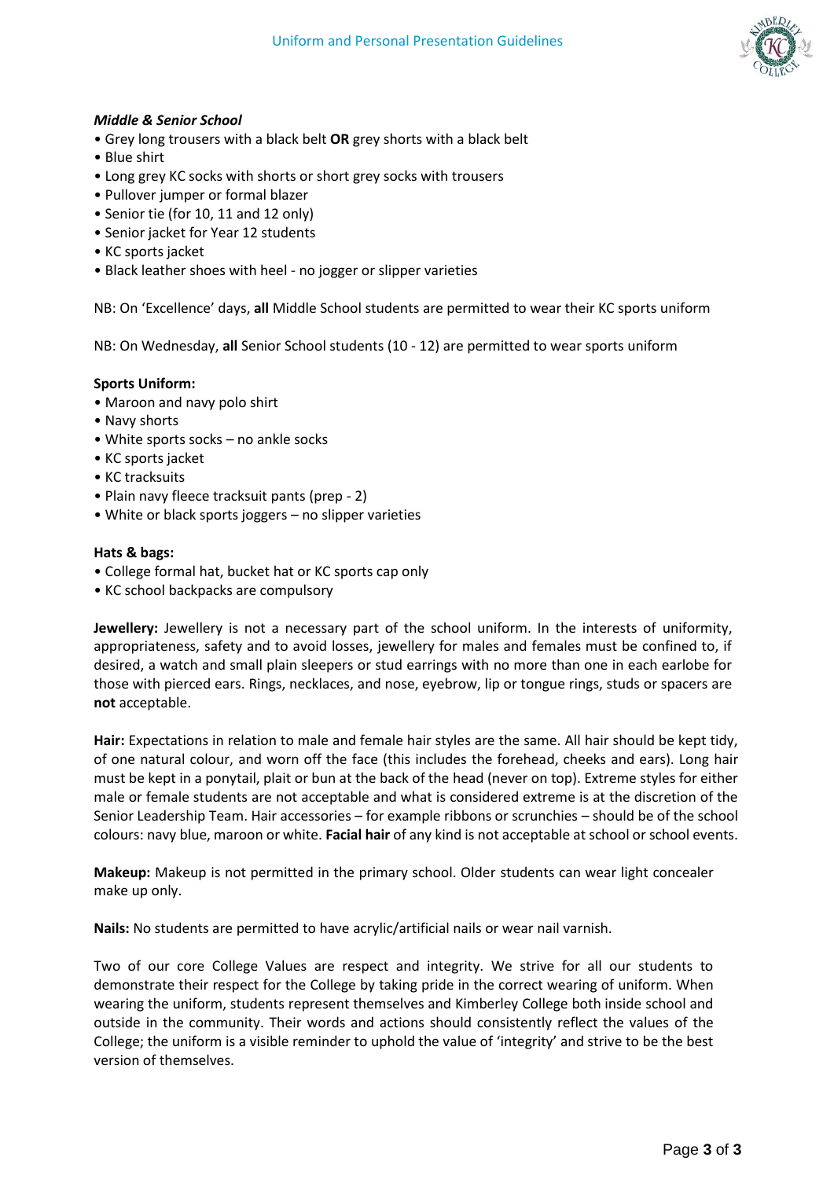***Middle & Senior School***

- Grey long trousers with a black belt **OR** grey shorts with a black belt
- Blue shirt
- Long grey KC socks with shorts or short grey socks with trousers
- Pullover jumper or formal blazer
- Senior tie (for 10, 11 and 12 only)
- Senior jacket for Year 12 students
- KC sports jacket
- Black leather shoes with heel - no jogger or slipper varieties

NB: On 'Excellence' days, **all** Middle School students are permitted to wear their KC sports uniform

NB: On Wednesday, **all** Senior School students (10 - 12) are permitted to wear sports uniform

**Sports Uniform:**

- Maroon and navy polo shirt
- Navy shorts
- White sports socks – no ankle socks
- KC sports jacket
- KC tracksuits
- Plain navy fleece tracksuit pants (prep - 2)
- White or black sports joggers – no slipper varieties

**Hats & bags:**

- College formal hat, bucket hat or KC sports cap only
- KC school backpacks are compulsory

**Jewellery:** Jewellery is not a necessary part of the school uniform. In the interests of uniformity, appropriateness, safety and to avoid losses, jewellery for males and females must be confined to, if desired, a watch and small plain sleepers or stud earrings with no more than one in each earlobe for those with pierced ears. Rings, necklaces, and nose, eyebrow, lip or tongue rings, studs or spacers are **not** acceptable.

**Hair:** Expectations in relation to male and female hair styles are the same. All hair should be kept tidy, of one natural colour, and worn off the face (this includes the forehead, cheeks and ears). Long hair must be kept in a ponytail, plait or bun at the back of the head (never on top). Extreme styles for either male or female students are not acceptable and what is considered extreme is at the discretion of the Senior Leadership Team. Hair accessories – for example ribbons or scrunchies – should be of the school colours: navy blue, maroon or white. **Facial hair** of any kind is not acceptable at school or school events.

**Makeup:** Makeup is not permitted in the primary school. Older students can wear light concealer make up only.

**Nails:** No students are permitted to have acrylic/artificial nails or wear nail varnish.

Two of our core College Values are respect and integrity. We strive for all our students to demonstrate their respect for the College by taking pride in the correct wearing of uniform. When wearing the uniform, students represent themselves and Kimberley College both inside school and outside in the community. Their words and actions should consistently reflect the values of the College; the uniform is a visible reminder to uphold the value of 'integrity' and strive to be the best version of themselves.